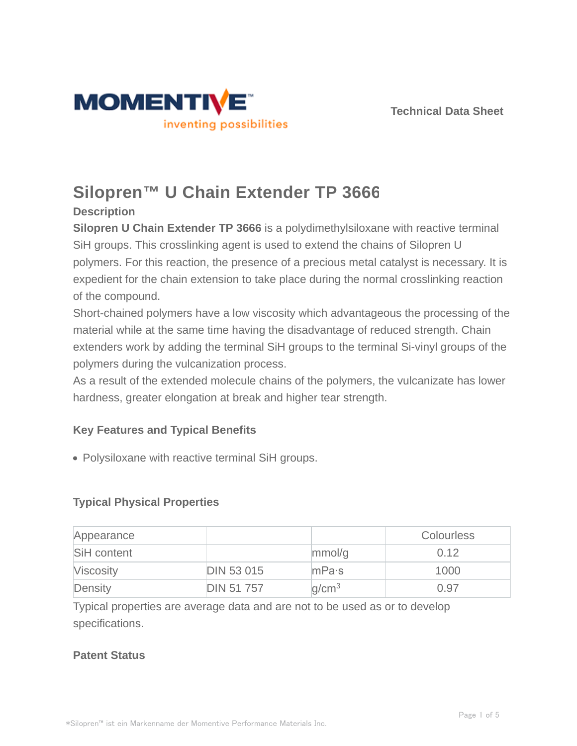Technical Data Sheet

# Silopren™ U Chain Extender TP 3666

## Description

**Silopren U Chain Extender TP 3666** is a polydimethylsiloxane with reactive terminal SiH groups. This crosslinking agent is used to extend the chains of Silopren U polymers. For this reaction, the presence of a precious metal catalyst is necessary. It is expedient for the chain extension to take place during the normal crosslinking reaction of the compound.

Short-chained polymers have a low viscosity which advantageous the processing of the material while at the same time having the disadvantage of reduced strength. Chain extenders work by adding the terminal SiH groups to the terminal Si-vinyl groups of the polymers during the vulcanization process.

As a result of the extended molecule chains of the polymers, the vulcanizate has lower hardness, greater elongation at break and higher tear strength.

## Key Features and Typical Benefits

- Polysiloxane with reactive terminal SiH groups.

## Typical Physical Properties

| | | | |
|---|---|---|---|
| Appearance | | | Colourless |
| SiH content | | mmol/g | 0.12 |
| Viscosity | DIN 53 015 | mPa·s | 1000 |
| Density | DIN 51 757 | $g/cm^3$ | 0.97 |

Typical properties are average data and are not to be used as or to develop specifications.

## Patent Status

*Silopren™ ist ein Markenname der Momentive Performance Materials Inc.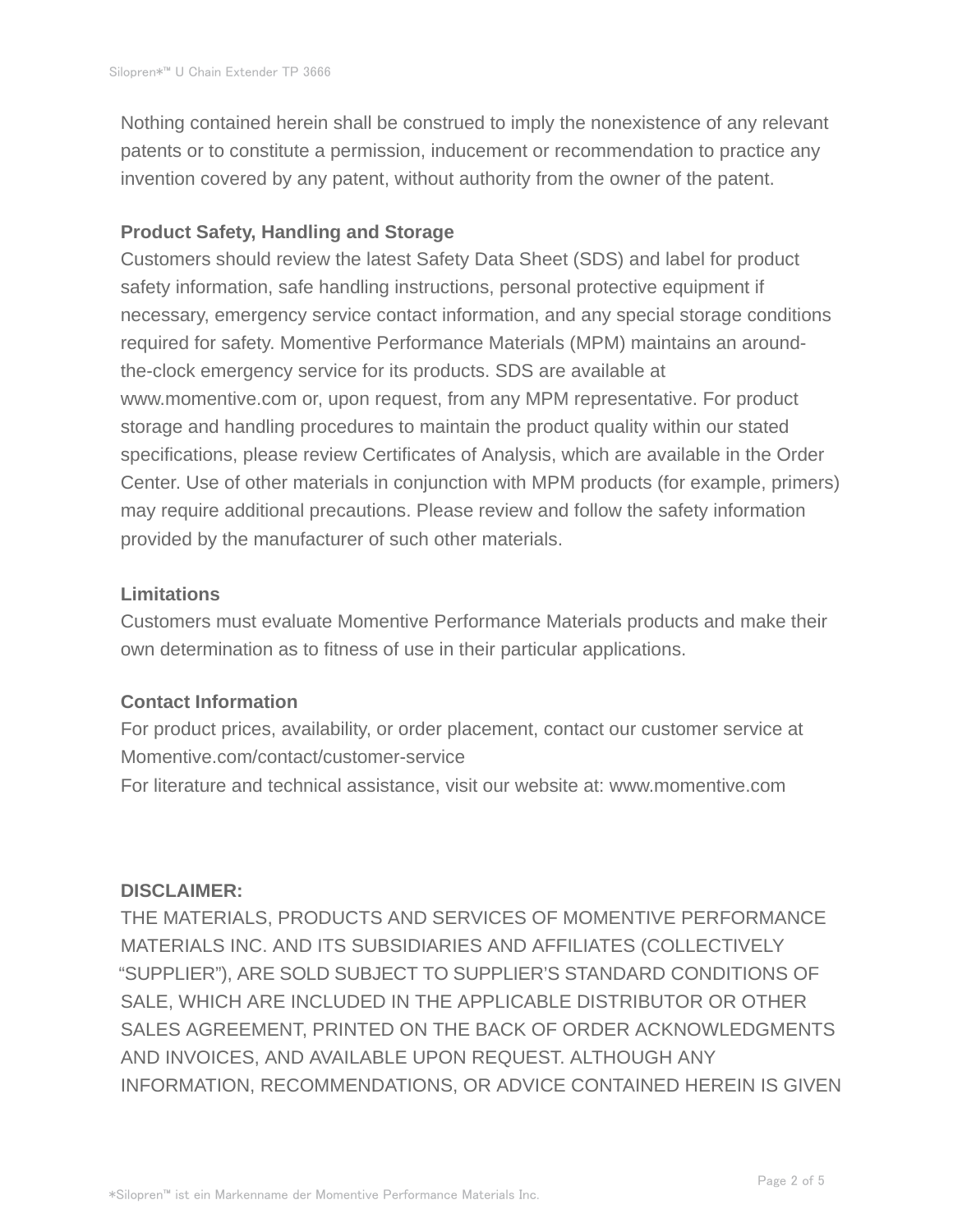Nothing contained herein shall be construed to imply the nonexistence of any relevant patents or to constitute a permission, inducement or recommendation to practice any invention covered by any patent, without authority from the owner of the patent.

**Product Safety, Handling and Storage**

Customers should review the latest Safety Data Sheet (SDS) and label for product safety information, safe handling instructions, personal protective equipment if necessary, emergency service contact information, and any special storage conditions required for safety. Momentive Performance Materials (MPM) maintains an around-the-clock emergency service for its products. SDS are available at www.momentive.com or, upon request, from any MPM representative. For product storage and handling procedures to maintain the product quality within our stated specifications, please review Certificates of Analysis, which are available in the Order Center. Use of other materials in conjunction with MPM products (for example, primers) may require additional precautions. Please review and follow the safety information provided by the manufacturer of such other materials.

**Limitations**

Customers must evaluate Momentive Performance Materials products and make their own determination as to fitness of use in their particular applications.

**Contact Information**

For product prices, availability, or order placement, contact our customer service at Momentive.com/contact/customer-service

For literature and technical assistance, visit our website at: www.momentive.com

**DISCLAIMER:**

THE MATERIALS, PRODUCTS AND SERVICES OF MOMENTIVE PERFORMANCE MATERIALS INC. AND ITS SUBSIDIARIES AND AFFILIATES (COLLECTIVELY "SUPPLIER"), ARE SOLD SUBJECT TO SUPPLIER'S STANDARD CONDITIONS OF SALE, WHICH ARE INCLUDED IN THE APPLICABLE DISTRIBUTOR OR OTHER SALES AGREEMENT, PRINTED ON THE BACK OF ORDER ACKNOWLEDGMENTS AND INVOICES, AND AVAILABLE UPON REQUEST. ALTHOUGH ANY INFORMATION, RECOMMENDATIONS, OR ADVICE CONTAINED HEREIN IS GIVEN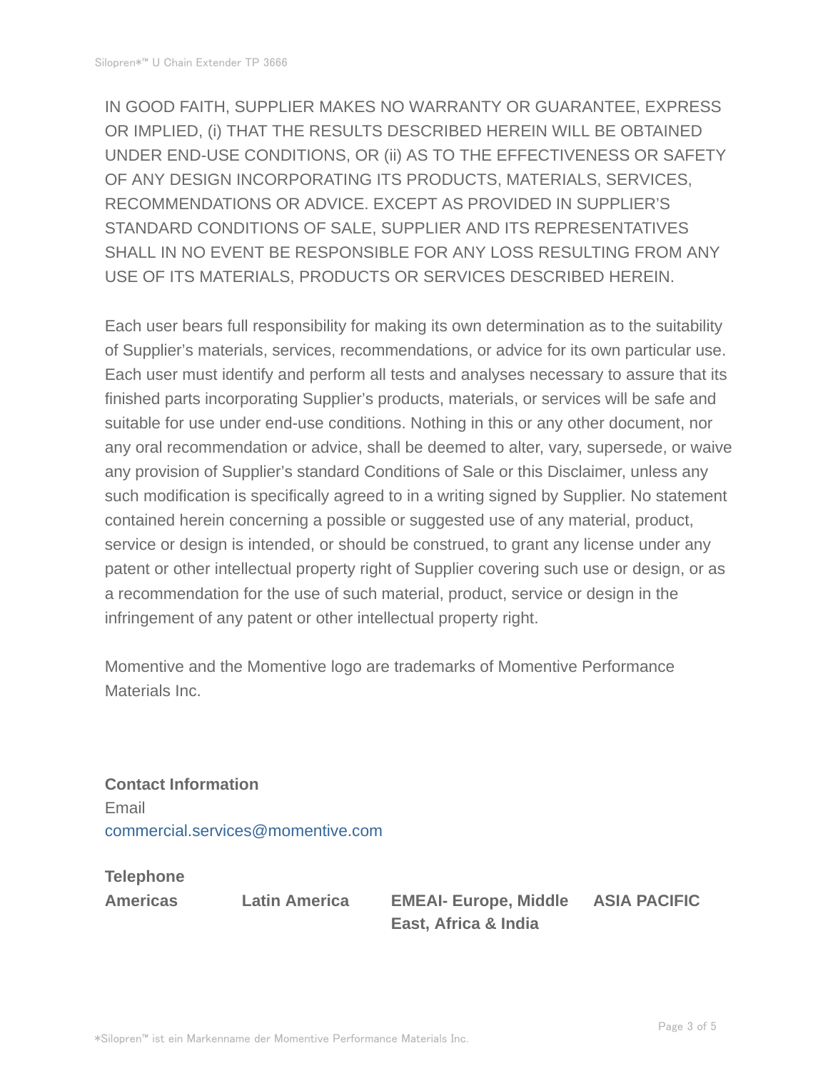IN GOOD FAITH, SUPPLIER MAKES NO WARRANTY OR GUARANTEE, EXPRESS OR IMPLIED, (i) THAT THE RESULTS DESCRIBED HEREIN WILL BE OBTAINED UNDER END-USE CONDITIONS, OR (ii) AS TO THE EFFECTIVENESS OR SAFETY OF ANY DESIGN INCORPORATING ITS PRODUCTS, MATERIALS, SERVICES, RECOMMENDATIONS OR ADVICE. EXCEPT AS PROVIDED IN SUPPLIER'S STANDARD CONDITIONS OF SALE, SUPPLIER AND ITS REPRESENTATIVES SHALL IN NO EVENT BE RESPONSIBLE FOR ANY LOSS RESULTING FROM ANY USE OF ITS MATERIALS, PRODUCTS OR SERVICES DESCRIBED HEREIN.

Each user bears full responsibility for making its own determination as to the suitability of Supplier's materials, services, recommendations, or advice for its own particular use. Each user must identify and perform all tests and analyses necessary to assure that its finished parts incorporating Supplier's products, materials, or services will be safe and suitable for use under end-use conditions. Nothing in this or any other document, nor any oral recommendation or advice, shall be deemed to alter, vary, supersede, or waive any provision of Supplier's standard Conditions of Sale or this Disclaimer, unless any such modification is specifically agreed to in a writing signed by Supplier. No statement contained herein concerning a possible or suggested use of any material, product, service or design is intended, or should be construed, to grant any license under any patent or other intellectual property right of Supplier covering such use or design, or as a recommendation for the use of such material, product, service or design in the infringement of any patent or other intellectual property right.

Momentive and the Momentive logo are trademarks of Momentive Performance Materials Inc.

**Contact Information**

Email

commercial.services@momentive.com

**Telephone**

| **Americas** | **Latin America** | **EMEAI- Europe, Middle East, Africa & India** | **ASIA PACIFIC** |
|---|---|---|---|

*Silopren™ ist ein Markenname der Momentive Performance Materials Inc.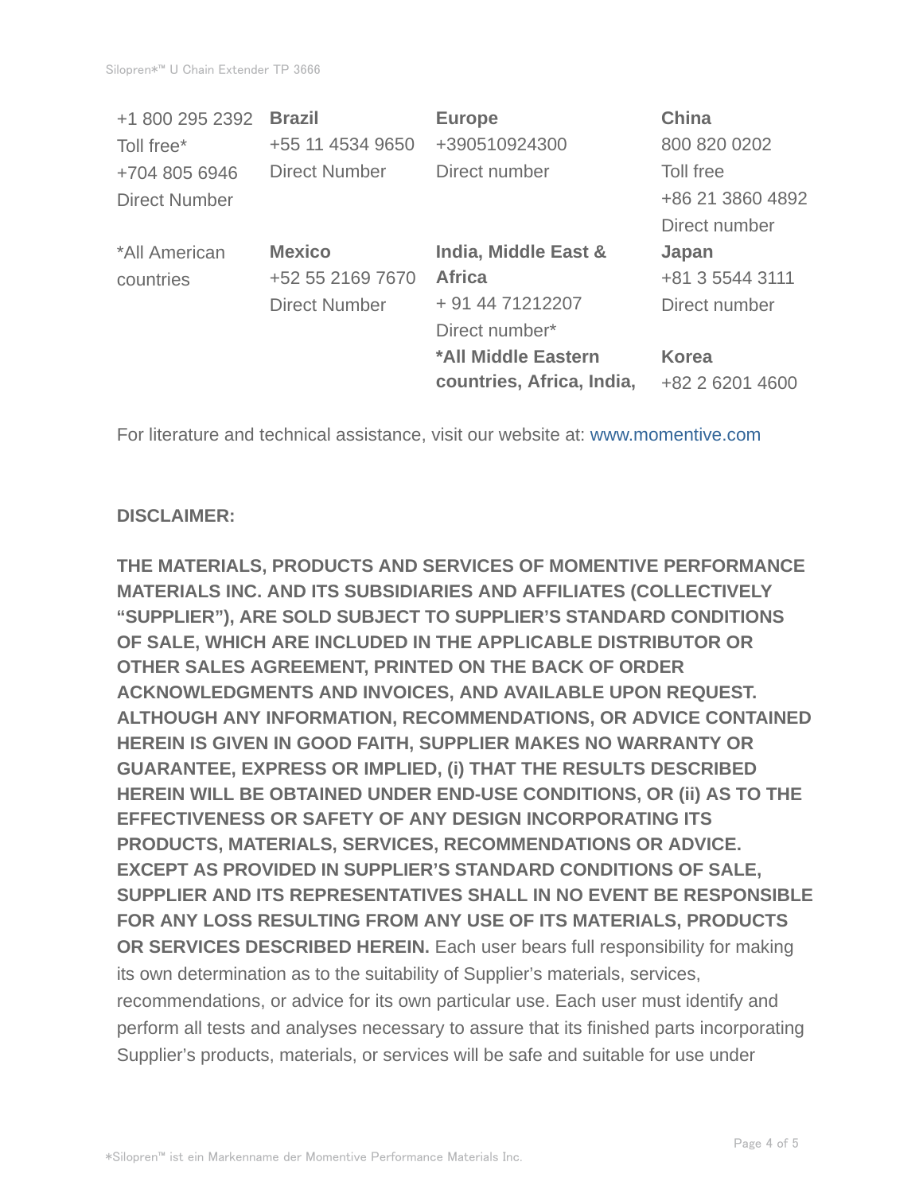| | | | |
|---|---|---|---|
| +1 800 295 2392<br>Toll free*<br>+704 805 6946<br>Direct Number | **Brazil**<br>+55 11 4534 9650<br>Direct Number | **Europe**<br>+390510924300<br>Direct number | **China**<br>800 820 0202<br>Toll free<br>+86 21 3860 4892<br>Direct number |
| *All American countries | **Mexico**<br>+52 55 2169 7670<br>Direct Number | **India, Middle East & Africa**<br>+ 91 44 71212207<br>Direct number*<br>***All Middle Eastern countries, Africa, India,** | **Japan**<br>+81 3 5544 3111<br>Direct number<br>**Korea**<br>+82 2 6201 4600 |

For literature and technical assistance, visit our website at: www.momentive.com

**DISCLAIMER:**

**THE MATERIALS, PRODUCTS AND SERVICES OF MOMENTIVE PERFORMANCE MATERIALS INC. AND ITS SUBSIDIARIES AND AFFILIATES (COLLECTIVELY "SUPPLIER"), ARE SOLD SUBJECT TO SUPPLIER'S STANDARD CONDITIONS OF SALE, WHICH ARE INCLUDED IN THE APPLICABLE DISTRIBUTOR OR OTHER SALES AGREEMENT, PRINTED ON THE BACK OF ORDER ACKNOWLEDGMENTS AND INVOICES, AND AVAILABLE UPON REQUEST. ALTHOUGH ANY INFORMATION, RECOMMENDATIONS, OR ADVICE CONTAINED HEREIN IS GIVEN IN GOOD FAITH, SUPPLIER MAKES NO WARRANTY OR GUARANTEE, EXPRESS OR IMPLIED, (i) THAT THE RESULTS DESCRIBED HEREIN WILL BE OBTAINED UNDER END-USE CONDITIONS, OR (ii) AS TO THE EFFECTIVENESS OR SAFETY OF ANY DESIGN INCORPORATING ITS PRODUCTS, MATERIALS, SERVICES, RECOMMENDATIONS OR ADVICE. EXCEPT AS PROVIDED IN SUPPLIER'S STANDARD CONDITIONS OF SALE, SUPPLIER AND ITS REPRESENTATIVES SHALL IN NO EVENT BE RESPONSIBLE FOR ANY LOSS RESULTING FROM ANY USE OF ITS MATERIALS, PRODUCTS OR SERVICES DESCRIBED HEREIN.** Each user bears full responsibility for making its own determination as to the suitability of Supplier's materials, services, recommendations, or advice for its own particular use. Each user must identify and perform all tests and analyses necessary to assure that its finished parts incorporating Supplier's products, materials, or services will be safe and suitable for use under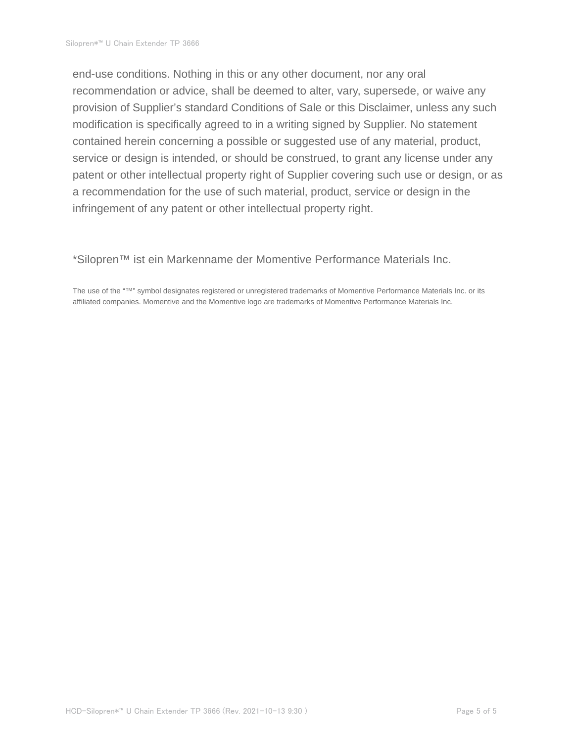end-use conditions. Nothing in this or any other document, nor any oral recommendation or advice, shall be deemed to alter, vary, supersede, or waive any provision of Supplier's standard Conditions of Sale or this Disclaimer, unless any such modification is specifically agreed to in a writing signed by Supplier. No statement contained herein concerning a possible or suggested use of any material, product, service or design is intended, or should be construed, to grant any license under any patent or other intellectual property right of Supplier covering such use or design, or as a recommendation for the use of such material, product, service or design in the infringement of any patent or other intellectual property right.

*Silopren™ ist ein Markenname der Momentive Performance Materials Inc.

The use of the "™" symbol designates registered or unregistered trademarks of Momentive Performance Materials Inc. or its affiliated companies. Momentive and the Momentive logo are trademarks of Momentive Performance Materials Inc.